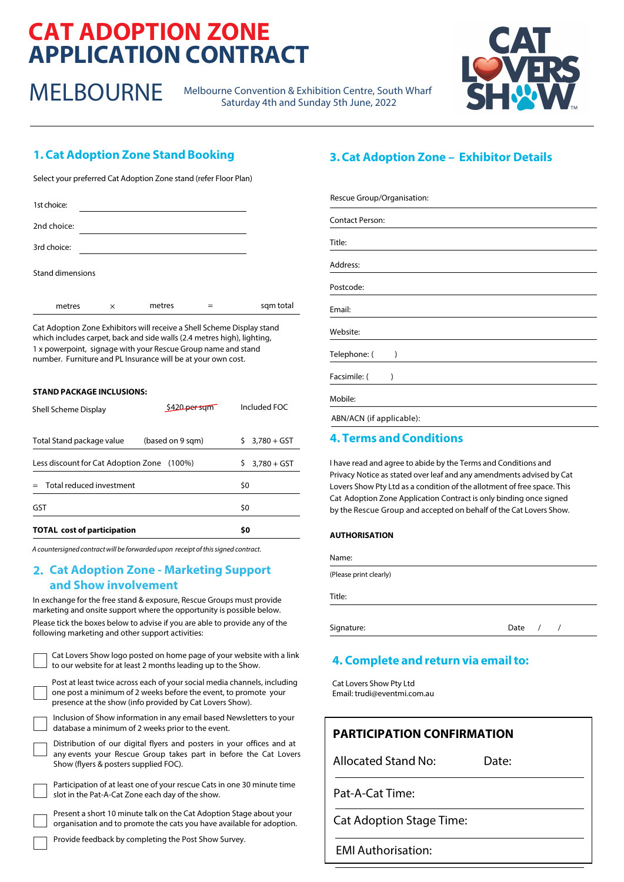# CAT ADOPTION ZONE APPLICATION CONTRACT

## MELBOURNE

Melbourne Convention & Exhibition Centre, South Wharf
Saturday 4th and Sunday 5th June, 2022

CAT LOVERS SHOW™

## 1. Cat Adoption Zone Stand Booking

Select your preferred Cat Adoption Zone stand (refer Floor Plan)

1st choice: ____________________

2nd choice: ____________________

3rd choice: ____________________

Stand dimensions

metres × metres = sqm total

Cat Adoption Zone Exhibitors will receive a Shell Scheme Display stand which includes carpet, back and side walls (2.4 metres high), lighting, 1 x powerpoint, signage with your Rescue Group name and stand number. Furniture and PL Insurance will be at your own cost.

**STAND PACKAGE INCLUSIONS:**

| | | |
|---|---|---|
| Shell Scheme Display | ~~$420 per sqm~~ | Included FOC |
| Total Stand package value | (based on 9 sqm) | $ 3,780 + GST |
| Less discount for Cat Adoption Zone | (100%) | $ 3,780 + GST |
| = Total reduced investment | | $0 |
| GST | | $0 |
| **TOTAL cost of participation** | | **$0** |

*A countersigned contract will be forwarded upon receipt of this signed contract.*

## 2. Cat Adoption Zone - Marketing Support and Show involvement

In exchange for the free stand & exposure, Rescue Groups must provide marketing and onsite support where the opportunity is possible below.

Please tick the boxes below to advise if you are able to provide any of the following marketing and other support activities:

- ☐ Cat Lovers Show logo posted on home page of your website with a link to our website for at least 2 months leading up to the Show.
- ☐ Post at least twice across each of your social media channels, including one post a minimum of 2 weeks before the event, to promote your presence at the show (info provided by Cat Lovers Show).
- ☐ Inclusion of Show information in any email based Newsletters to your database a minimum of 2 weeks prior to the event.
- ☐ Distribution of our digital flyers and posters in your offices and at any events your Rescue Group takes part in before the Cat Lovers Show (flyers & posters supplied FOC).
- ☐ Participation of at least one of your rescue Cats in one 30 minute time slot in the Pat-A-Cat Zone each day of the show.
- ☐ Present a short 10 minute talk on the Cat Adoption Stage about your organisation and to promote the cats you have available for adoption.
- ☐ Provide feedback by completing the Post Show Survey.

## 3. Cat Adoption Zone – Exhibitor Details

Rescue Group/Organisation: ____________________

Contact Person: ____________________

Title: ____________________

Address: ____________________

Postcode: ____________________

Email: ____________________

Website: ____________________

Telephone: (  ) ____________________

Facsimile: (  ) ____________________

Mobile: ____________________

ABN/ACN (if applicable): ____________________

## 4. Terms and Conditions

I have read and agree to abide by the Terms and Conditions and Privacy Notice as stated over leaf and any amendments advised by Cat Lovers Show Pty Ltd as a condition of the allotment of free space. This Cat Adoption Zone Application Contract is only binding once signed by the Rescue Group and accepted on behalf of the Cat Lovers Show.

**AUTHORISATION**

Name: ____________________

(Please print clearly)

Title: ____________________

Signature: ____________________ Date / /

## 4. Complete and return via email to:

Cat Lovers Show Pty Ltd
Email: trudi@eventmi.com.au

**PARTICIPATION CONFIRMATION**

Allocated Stand No: Date:

Pat-A-Cat Time:

Cat Adoption Stage Time:

EMI Authorisation: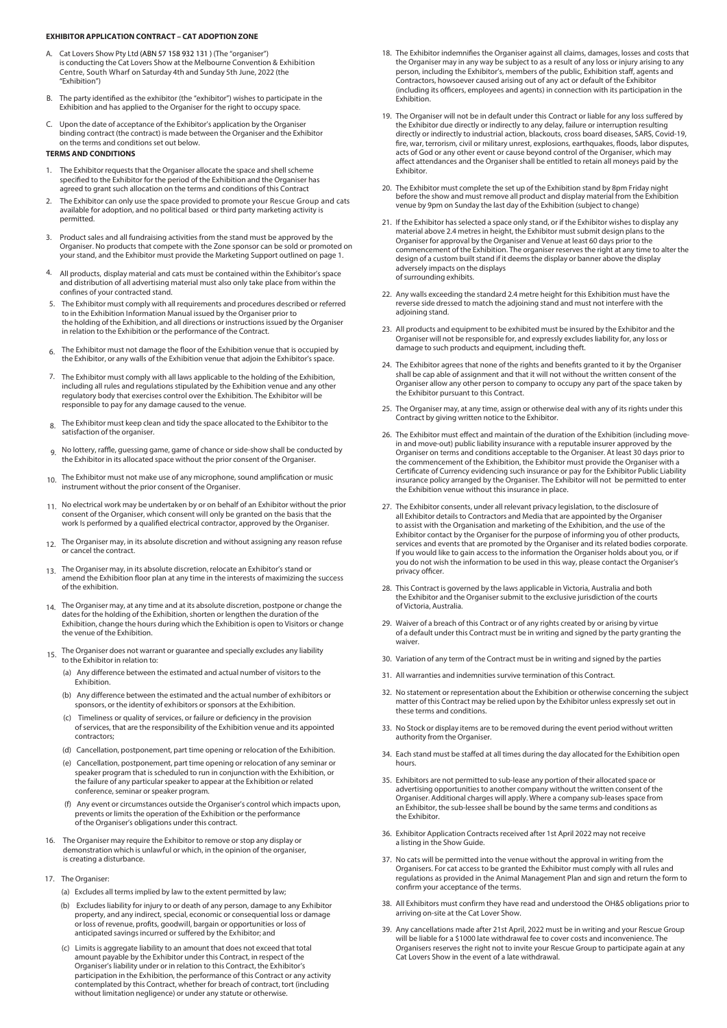**EXHIBITOR APPLICATION CONTRACT – CAT ADOPTION ZONE**

A. Cat Lovers Show Pty Ltd (ABN 57 158 932 131 ) (The "organiser") is conducting the Cat Lovers Show at the Melbourne Convention & Exhibition Centre, South Wharf on Saturday 4th and Sunday 5th June, 2022 (the "Exhibition")

B. The party identified as the exhibitor (the "exhibitor") wishes to participate in the Exhibition and has applied to the Organiser for the right to occupy space.

C. Upon the date of acceptance of the Exhibitor's application by the Organiser binding contract (the contract) is made between the Organiser and the Exhibitor on the terms and conditions set out below.

**TERMS AND CONDITIONS**

1. The Exhibitor requests that the Organiser allocate the space and shell scheme specified to the Exhibitor for the period of the Exhibition and the Organiser has agreed to grant such allocation on the terms and conditions of this Contract

2. The Exhibitor can only use the space provided to promote your Rescue Group and cats available for adoption, and no political based or third party marketing activity is permitted.

3. Product sales and all fundraising activities from the stand must be approved by the Organiser. No products that compete with the Zone sponsor can be sold or promoted on your stand, and the Exhibitor must provide the Marketing Support outlined on page 1.

4. All products, display material and cats must be contained within the Exhibitor's space and distribution of all advertising material must also only take place from within the confines of your contracted stand.

5. The Exhibitor must comply with all requirements and procedures described or referred to in the Exhibition Information Manual issued by the Organiser prior to the holding of the Exhibition, and all directions or instructions issued by the Organiser in relation to the Exhibition or the performance of the Contract.

6. The Exhibitor must not damage the floor of the Exhibition venue that is occupied by the Exhibitor, or any walls of the Exhibition venue that adjoin the Exhibitor's space.

7. The Exhibitor must comply with all laws applicable to the holding of the Exhibition, including all rules and regulations stipulated by the Exhibition venue and any other regulatory body that exercises control over the Exhibition. The Exhibitor will be responsible to pay for any damage caused to the venue.

8. The Exhibitor must keep clean and tidy the space allocated to the Exhibitor to the satisfaction of the organiser.

9. No lottery, raffle, guessing game, game of chance or side-show shall be conducted by the Exhibitor in its allocated space without the prior consent of the Organiser.

10. The Exhibitor must not make use of any microphone, sound amplification or music instrument without the prior consent of the Organiser.

11. No electrical work may be undertaken by or on behalf of an Exhibitor without the prior consent of the Organiser, which consent will only be granted on the basis that the work Is performed by a qualified electrical contractor, approved by the Organiser.

12. The Organiser may, in its absolute discretion and without assigning any reason refuse or cancel the contract.

13. The Organiser may, in its absolute discretion, relocate an Exhibitor's stand or amend the Exhibition floor plan at any time in the interests of maximizing the success of the exhibition.

14. The Organiser may, at any time and at its absolute discretion, postpone or change the dates for the holding of the Exhibition, shorten or lengthen the duration of the Exhibition, change the hours during which the Exhibition is open to Visitors or change the venue of the Exhibition.

15. The Organiser does not warrant or guarantee and specially excludes any liability to the Exhibitor in relation to:
   (a) Any difference between the estimated and actual number of visitors to the Exhibition.
   (b) Any difference between the estimated and the actual number of exhibitors or sponsors, or the identity of exhibitors or sponsors at the Exhibition.
   (c) Timeliness or quality of services, or failure or deficiency in the provision of services, that are the responsibility of the Exhibition venue and its appointed contractors;
   (d) Cancellation, postponement, part time opening or relocation of the Exhibition.
   (e) Cancellation, postponement, part time opening or relocation of any seminar or speaker program that is scheduled to run in conjunction with the Exhibition, or the failure of any particular speaker to appear at the Exhibition or related conference, seminar or speaker program.
   (f) Any event or circumstances outside the Organiser's control which impacts upon, prevents or limits the operation of the Exhibition or the performance of the Organiser's obligations under this contract.

16. The Organiser may require the Exhibitor to remove or stop any display or demonstration which is unlawful or which, in the opinion of the organiser, is creating a disturbance.

17. The Organiser:
   (a) Excludes all terms implied by law to the extent permitted by law;
   (b) Excludes liability for injury to or death of any person, damage to any Exhibitor property, and any indirect, special, economic or consequential loss or damage or loss of revenue, profits, goodwill, bargain or opportunities or loss of anticipated savings incurred or suffered by the Exhibitor; and
   (c) Limits is aggregate liability to an amount that does not exceed that total amount payable by the Exhibitor under this Contract, in respect of the Organiser's liability under or in relation to this Contract, the Exhibitor's participation in the Exhibition, the performance of this Contract or any activity contemplated by this Contract, whether for breach of contract, tort (including without limitation negligence) or under any statute or otherwise.

18. The Exhibitor indemnifies the Organiser against all claims, damages, losses and costs that the Organiser may in any way be subject to as a result of any loss or injury arising to any person, including the Exhibitor's, members of the public, Exhibition staff, agents and Contractors, howsoever caused arising out of any act or default of the Exhibitor (including its officers, employees and agents) in connection with its participation in the Exhibition.

19. The Organiser will not be in default under this Contract or liable for any loss suffered by the Exhibitor due directly or indirectly to any delay, failure or interruption resulting directly or indirectly to industrial action, blackouts, cross board diseases, SARS, Covid-19, fire, war, terrorism, civil or military unrest, explosions, earthquakes, floods, labor disputes, acts of God or any other event or cause beyond control of the Organiser, which may affect attendances and the Organiser shall be entitled to retain all moneys paid by the Exhibitor.

20. The Exhibitor must complete the set up of the Exhibition stand by 8pm Friday night before the show and must remove all product and display material from the Exhibition venue by 9pm on Sunday the last day of the Exhibition (subject to change)

21. If the Exhibitor has selected a space only stand, or if the Exhibitor wishes to display any material above 2.4 metres in height, the Exhibitor must submit design plans to the Organiser for approval by the Organiser and Venue at least 60 days prior to the commencement of the Exhibition. The organiser reserves the right at any time to alter the design of a custom built stand if it deems the display or banner above the display adversely impacts on the displays of surrounding exhibits.

22. Any walls exceeding the standard 2.4 metre height for this Exhibition must have the reverse side dressed to match the adjoining stand and must not interfere with the adjoining stand.

23. All products and equipment to be exhibited must be insured by the Exhibitor and the Organiser will not be responsible for, and expressly excludes liability for, any loss or damage to such products and equipment, including theft.

24. The Exhibitor agrees that none of the rights and benefits granted to it by the Organiser shall be cap able of assignment and that it will not without the written consent of the Organiser allow any other person to company to occupy any part of the space taken by the Exhibitor pursuant to this Contract.

25. The Organiser may, at any time, assign or otherwise deal with any of its rights under this Contract by giving written notice to the Exhibitor.

26. The Exhibitor must effect and maintain of the duration of the Exhibition (including move-in and move-out) public liability insurance with a reputable insurer approved by the Organiser on terms and conditions acceptable to the Organiser. At least 30 days prior to the commencement of the Exhibition, the Exhibitor must provide the Organiser with a Certificate of Currency evidencing such insurance or pay for the Exhibitor Public Liability insurance policy arranged by the Organiser. The Exhibitor will not be permitted to enter the Exhibition venue without this insurance in place.

27. The Exhibitor consents, under all relevant privacy legislation, to the disclosure of all Exhibitor details to Contractors and Media that are appointed by the Organiser to assist with the Organisation and marketing of the Exhibition, and the use of the Exhibitor contact by the Organiser for the purpose of informing you of other products, services and events that are promoted by the Organiser and its related bodies corporate. If you would like to gain access to the information the Organiser holds about you, or if you do not wish the information to be used in this way, please contact the Organiser's privacy officer.

28. This Contract is governed by the laws applicable in Victoria, Australia and both the Exhibitor and the Organiser submit to the exclusive jurisdiction of the courts of Victoria, Australia.

29. Waiver of a breach of this Contract or of any rights created by or arising by virtue of a default under this Contract must be in writing and signed by the party granting the waiver.

30. Variation of any term of the Contract must be in writing and signed by the parties

31. All warranties and indemnities survive termination of this Contract.

32. No statement or representation about the Exhibition or otherwise concerning the subject matter of this Contract may be relied upon by the Exhibitor unless expressly set out in these terms and conditions.

33. No Stock or display items are to be removed during the event period without written authority from the Organiser.

34. Each stand must be staffed at all times during the day allocated for the Exhibition open hours.

35. Exhibitors are not permitted to sub-lease any portion of their allocated space or advertising opportunities to another company without the written consent of the Organiser. Additional charges will apply. Where a company sub-leases space from an Exhibitor, the sub-lessee shall be bound by the same terms and conditions as the Exhibitor.

36. Exhibitor Application Contracts received after 1st April 2022 may not receive a listing in the Show Guide.

37. No cats will be permitted into the venue without the approval in writing from the Organisers. For cat access to be granted the Exhibitor must comply with all rules and regulations as provided in the Animal Management Plan and sign and return the form to confirm your acceptance of the terms.

38. All Exhibitors must confirm they have read and understood the OH&S obligations prior to arriving on-site at the Cat Lover Show.

39. Any cancellations made after 21st April, 2022 must be in writing and your Rescue Group will be liable for a $1000 late withdrawal fee to cover costs and inconvenience. The Organisers reserves the right not to invite your Rescue Group to participate again at any Cat Lovers Show in the event of a late withdrawal.